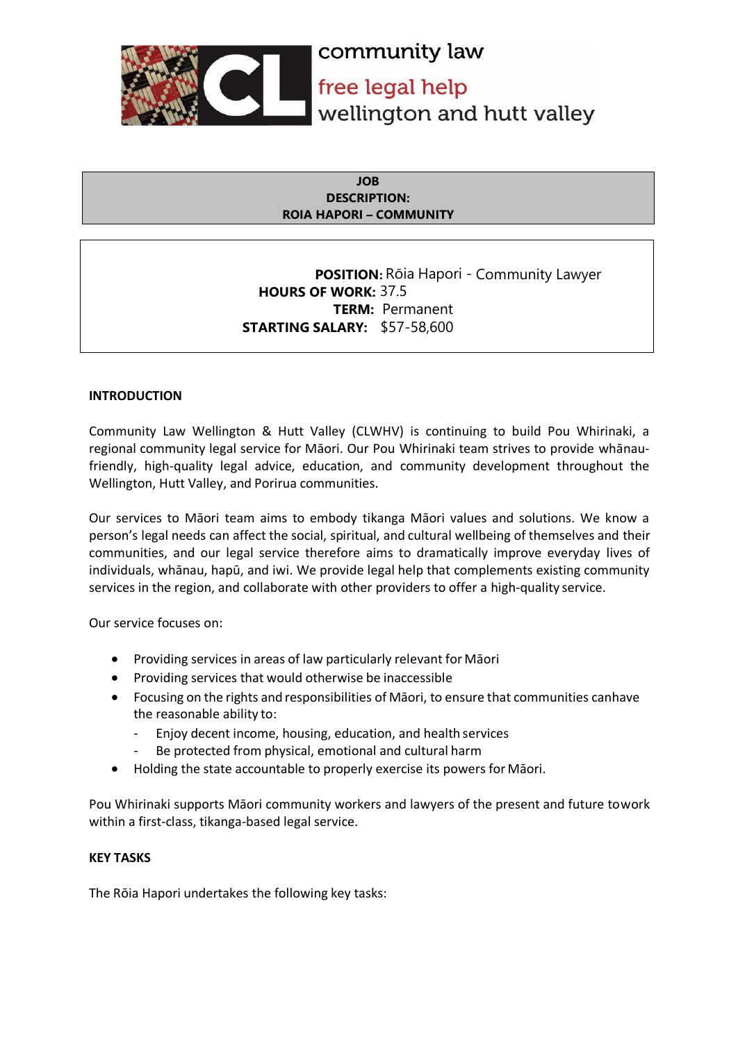community law

free legal help

wellington and hutt valley

## JOB DESCRIPTION: ROIA HAPORI – COMMUNITY

**POSITION:** Rōia Hapori - Community Lawyer
**HOURS OF WORK:** 37.5
**TERM:** Permanent
**STARTING SALARY:** $57-58,600

### INTRODUCTION

Community Law Wellington & Hutt Valley (CLWHV) is continuing to build Pou Whirinaki, a regional community legal service for Māori. Our Pou Whirinaki team strives to provide whānau-friendly, high-quality legal advice, education, and community development throughout the Wellington, Hutt Valley, and Porirua communities.

Our services to Māori team aims to embody tikanga Māori values and solutions. We know a person's legal needs can affect the social, spiritual, and cultural wellbeing of themselves and their communities, and our legal service therefore aims to dramatically improve everyday lives of individuals, whānau, hapū, and iwi. We provide legal help that complements existing community services in the region, and collaborate with other providers to offer a high-quality service.

Our service focuses on:

- Providing services in areas of law particularly relevant for Māori
- Providing services that would otherwise be inaccessible
- Focusing on the rights and responsibilities of Māori, to ensure that communities canhave the reasonable ability to:
  - Enjoy decent income, housing, education, and health services
  - Be protected from physical, emotional and cultural harm
- Holding the state accountable to properly exercise its powers for Māori.

Pou Whirinaki supports Māori community workers and lawyers of the present and future towork within a first-class, tikanga-based legal service.

### KEY TASKS

The Rōia Hapori undertakes the following key tasks: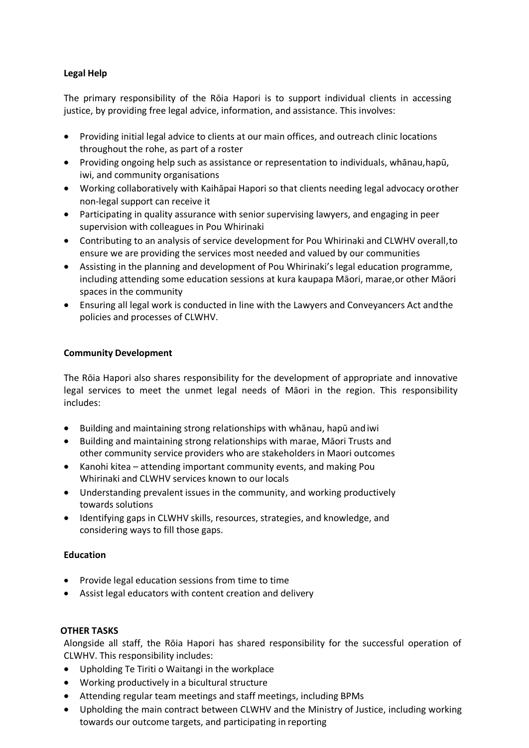**Legal Help**

The primary responsibility of the Rōia Hapori is to support individual clients in accessing justice, by providing free legal advice, information, and assistance. This involves:

- Providing initial legal advice to clients at our main offices, and outreach clinic locations throughout the rohe, as part of a roster
- Providing ongoing help such as assistance or representation to individuals, whānau, hapū, iwi, and community organisations
- Working collaboratively with Kaihāpai Hapori so that clients needing legal advocacy or other non-legal support can receive it
- Participating in quality assurance with senior supervising lawyers, and engaging in peer supervision with colleagues in Pou Whirinaki
- Contributing to an analysis of service development for Pou Whirinaki and CLWHV overall, to ensure we are providing the services most needed and valued by our communities
- Assisting in the planning and development of Pou Whirinaki's legal education programme, including attending some education sessions at kura kaupapa Māori, marae, or other Māori spaces in the community
- Ensuring all legal work is conducted in line with the Lawyers and Conveyancers Act and the policies and processes of CLWHV.

**Community Development**

The Rōia Hapori also shares responsibility for the development of appropriate and innovative legal services to meet the unmet legal needs of Māori in the region. This responsibility includes:

- Building and maintaining strong relationships with whānau, hapū and iwi
- Building and maintaining strong relationships with marae, Māori Trusts and other community service providers who are stakeholders in Maori outcomes
- Kanohi kitea – attending important community events, and making Pou Whirinaki and CLWHV services known to our locals
- Understanding prevalent issues in the community, and working productively towards solutions
- Identifying gaps in CLWHV skills, resources, strategies, and knowledge, and considering ways to fill those gaps.

**Education**

- Provide legal education sessions from time to time
- Assist legal educators with content creation and delivery

**OTHER TASKS**

Alongside all staff, the Rōia Hapori has shared responsibility for the successful operation of CLWHV. This responsibility includes:

- Upholding Te Tiriti o Waitangi in the workplace
- Working productively in a bicultural structure
- Attending regular team meetings and staff meetings, including BPMs
- Upholding the main contract between CLWHV and the Ministry of Justice, including working towards our outcome targets, and participating in reporting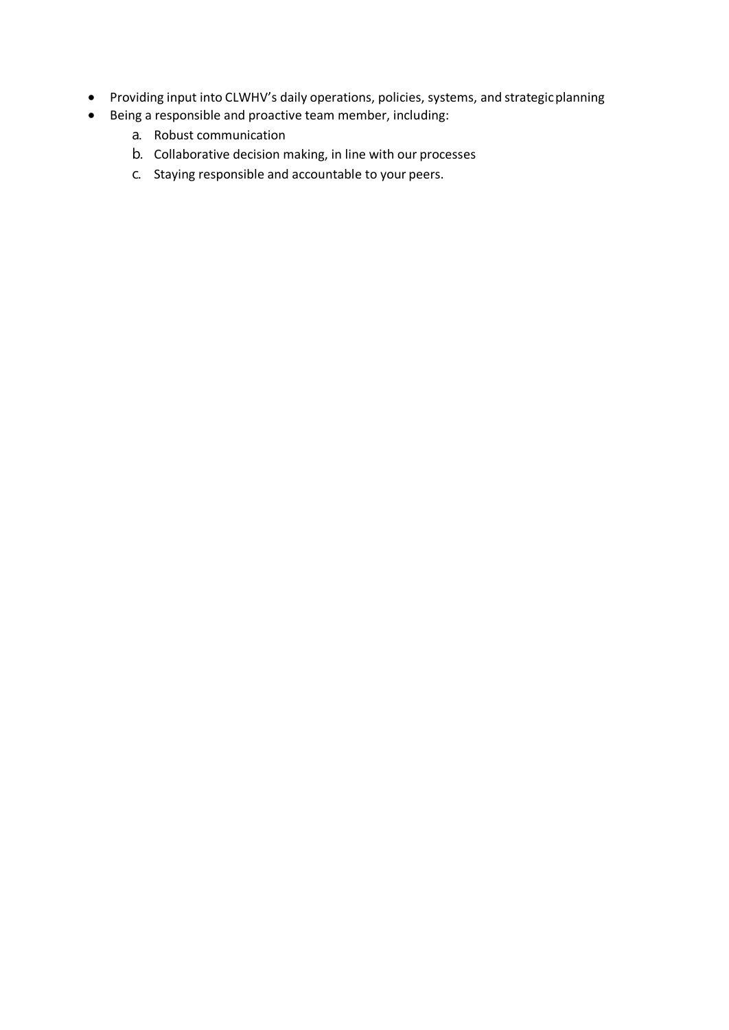- Providing input into CLWHV's daily operations, policies, systems, and strategic planning
- Being a responsible and proactive team member, including:
    a. Robust communication
    b. Collaborative decision making, in line with our processes
    c. Staying responsible and accountable to your peers.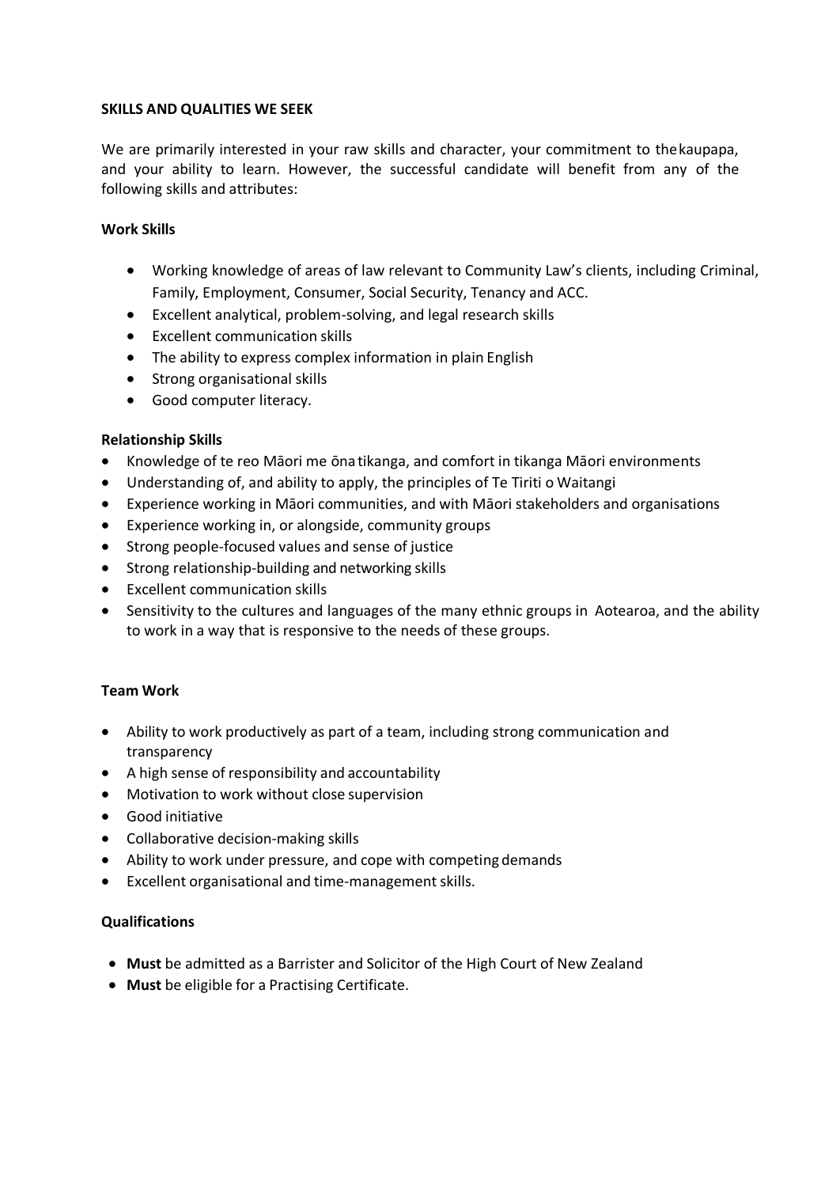**SKILLS AND QUALITIES WE SEEK**

We are primarily interested in your raw skills and character, your commitment to the kaupapa, and your ability to learn. However, the successful candidate will benefit from any of the following skills and attributes:

**Work Skills**

- Working knowledge of areas of law relevant to Community Law's clients, including Criminal, Family, Employment, Consumer, Social Security, Tenancy and ACC.
- Excellent analytical, problem-solving, and legal research skills
- Excellent communication skills
- The ability to express complex information in plain English
- Strong organisational skills
- Good computer literacy.

**Relationship Skills**

- Knowledge of te reo Māori me ōna tikanga, and comfort in tikanga Māori environments
- Understanding of, and ability to apply, the principles of Te Tiriti o Waitangi
- Experience working in Māori communities, and with Māori stakeholders and organisations
- Experience working in, or alongside, community groups
- Strong people-focused values and sense of justice
- Strong relationship-building and networking skills
- Excellent communication skills
- Sensitivity to the cultures and languages of the many ethnic groups in Aotearoa, and the ability to work in a way that is responsive to the needs of these groups.

**Team Work**

- Ability to work productively as part of a team, including strong communication and transparency
- A high sense of responsibility and accountability
- Motivation to work without close supervision
- Good initiative
- Collaborative decision-making skills
- Ability to work under pressure, and cope with competing demands
- Excellent organisational and time-management skills.

**Qualifications**

- **Must** be admitted as a Barrister and Solicitor of the High Court of New Zealand
- **Must** be eligible for a Practising Certificate.